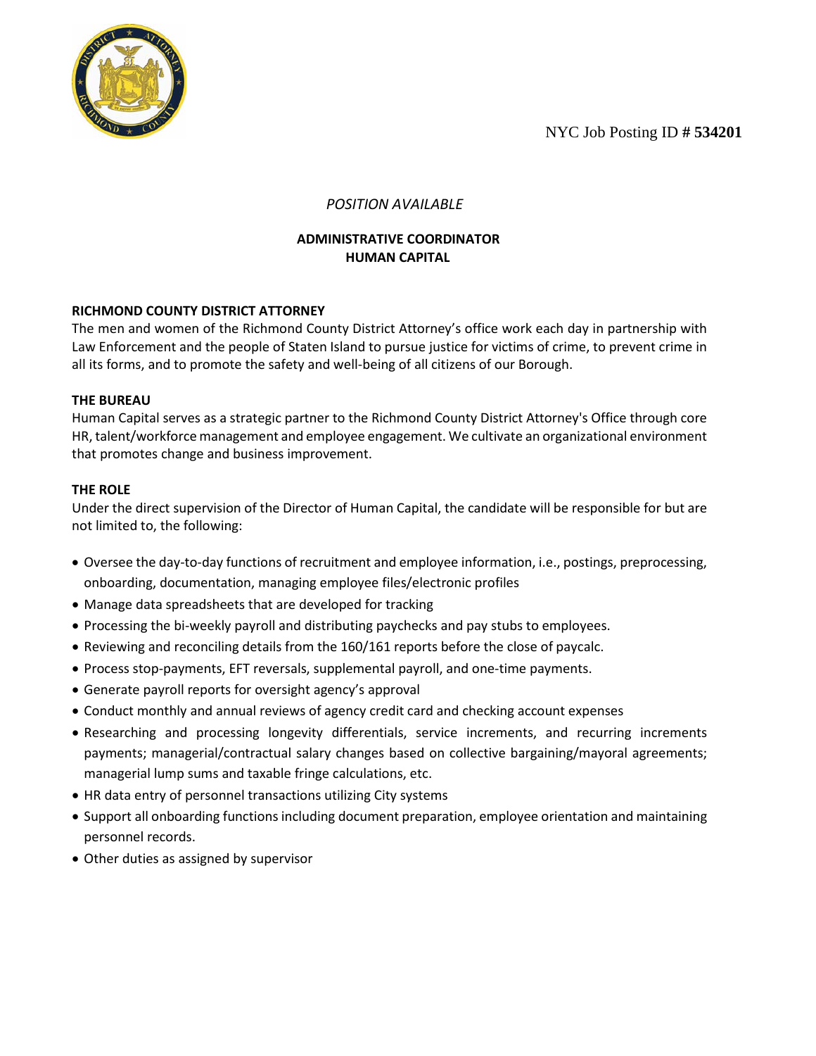NYC Job Posting ID # **534201**

*POSITION AVAILABLE*

# ADMINISTRATIVE COORDINATOR
# HUMAN CAPITAL

## RICHMOND COUNTY DISTRICT ATTORNEY

The men and women of the Richmond County District Attorney's office work each day in partnership with Law Enforcement and the people of Staten Island to pursue justice for victims of crime, to prevent crime in all its forms, and to promote the safety and well-being of all citizens of our Borough.

## THE BUREAU

Human Capital serves as a strategic partner to the Richmond County District Attorney's Office through core HR, talent/workforce management and employee engagement. We cultivate an organizational environment that promotes change and business improvement.

## THE ROLE

Under the direct supervision of the Director of Human Capital, the candidate will be responsible for but are not limited to, the following:

- Oversee the day-to-day functions of recruitment and employee information, i.e., postings, preprocessing, onboarding, documentation, managing employee files/electronic profiles
- Manage data spreadsheets that are developed for tracking
- Processing the bi-weekly payroll and distributing paychecks and pay stubs to employees.
- Reviewing and reconciling details from the 160/161 reports before the close of paycalc.
- Process stop-payments, EFT reversals, supplemental payroll, and one-time payments.
- Generate payroll reports for oversight agency's approval
- Conduct monthly and annual reviews of agency credit card and checking account expenses
- Researching and processing longevity differentials, service increments, and recurring increments payments; managerial/contractual salary changes based on collective bargaining/mayoral agreements; managerial lump sums and taxable fringe calculations, etc.
- HR data entry of personnel transactions utilizing City systems
- Support all onboarding functions including document preparation, employee orientation and maintaining personnel records.
- Other duties as assigned by supervisor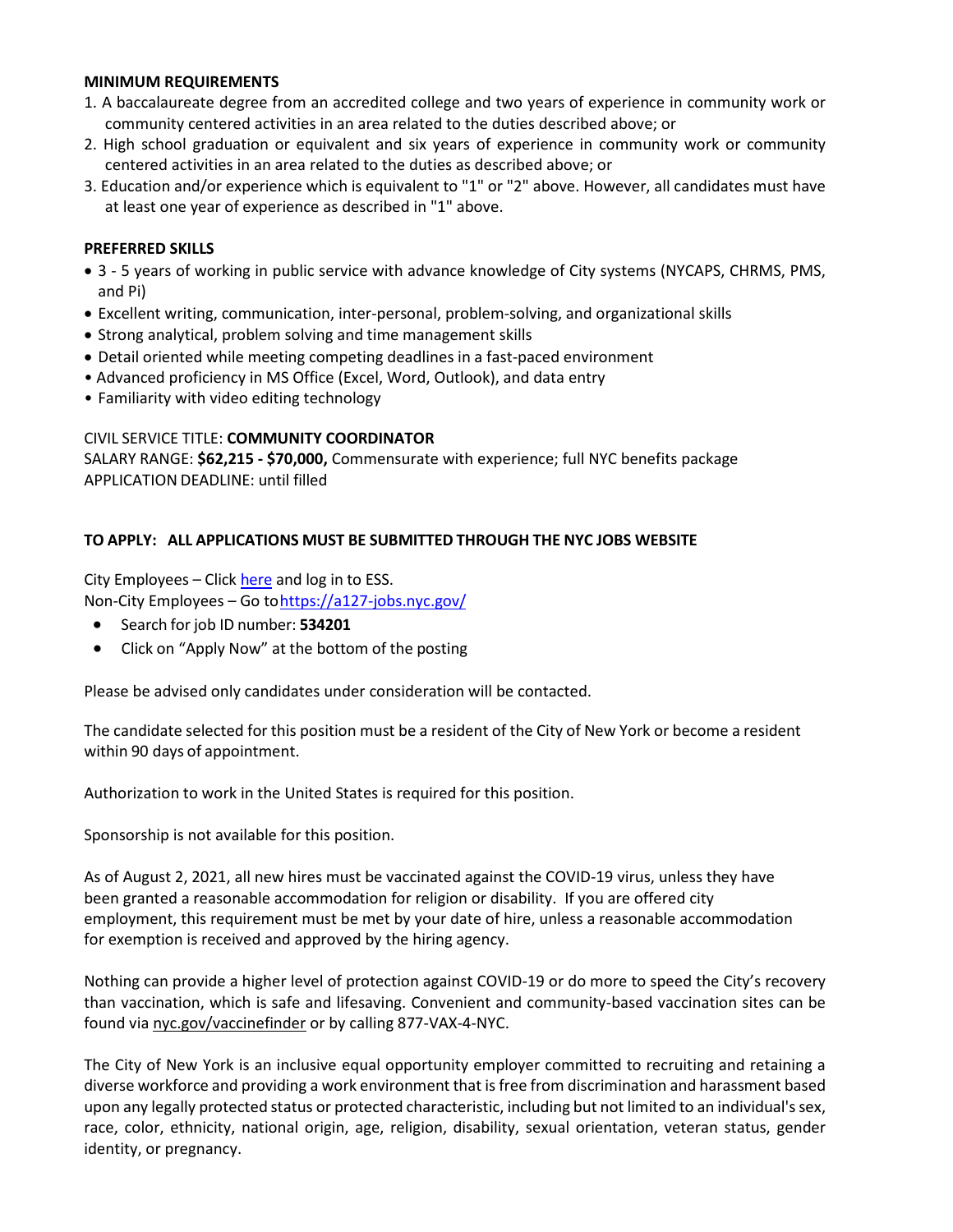**MINIMUM REQUIREMENTS**

1. A baccalaureate degree from an accredited college and two years of experience in community work or community centered activities in an area related to the duties described above; or
2. High school graduation or equivalent and six years of experience in community work or community centered activities in an area related to the duties as described above; or
3. Education and/or experience which is equivalent to "1" or "2" above. However, all candidates must have at least one year of experience as described in "1" above.

**PREFERRED SKILLS**

- 3 - 5 years of working in public service with advance knowledge of City systems (NYCAPS, CHRMS, PMS, and Pi)
- Excellent writing, communication, inter-personal, problem-solving, and organizational skills
- Strong analytical, problem solving and time management skills
- Detail oriented while meeting competing deadlines in a fast-paced environment
- Advanced proficiency in MS Office (Excel, Word, Outlook), and data entry
- Familiarity with video editing technology

CIVIL SERVICE TITLE: **COMMUNITY COORDINATOR**
SALARY RANGE: **$62,215 - $70,000,** Commensurate with experience; full NYC benefits package
APPLICATION DEADLINE: until filled

**TO APPLY: ALL APPLICATIONS MUST BE SUBMITTED THROUGH THE NYC JOBS WEBSITE**

City Employees – Click here and log in to ESS.
Non-City Employees – Go to https://a127-jobs.nyc.gov/

- Search for job ID number: **534201**
- Click on "Apply Now" at the bottom of the posting

Please be advised only candidates under consideration will be contacted.

The candidate selected for this position must be a resident of the City of New York or become a resident within 90 days of appointment.

Authorization to work in the United States is required for this position.

Sponsorship is not available for this position.

As of August 2, 2021, all new hires must be vaccinated against the COVID-19 virus, unless they have been granted a reasonable accommodation for religion or disability. If you are offered city employment, this requirement must be met by your date of hire, unless a reasonable accommodation for exemption is received and approved by the hiring agency.

Nothing can provide a higher level of protection against COVID-19 or do more to speed the City's recovery than vaccination, which is safe and lifesaving. Convenient and community-based vaccination sites can be found via nyc.gov/vaccinefinder or by calling 877-VAX-4-NYC.

The City of New York is an inclusive equal opportunity employer committed to recruiting and retaining a diverse workforce and providing a work environment that is free from discrimination and harassment based upon any legally protected status or protected characteristic, including but not limited to an individual's sex, race, color, ethnicity, national origin, age, religion, disability, sexual orientation, veteran status, gender identity, or pregnancy.